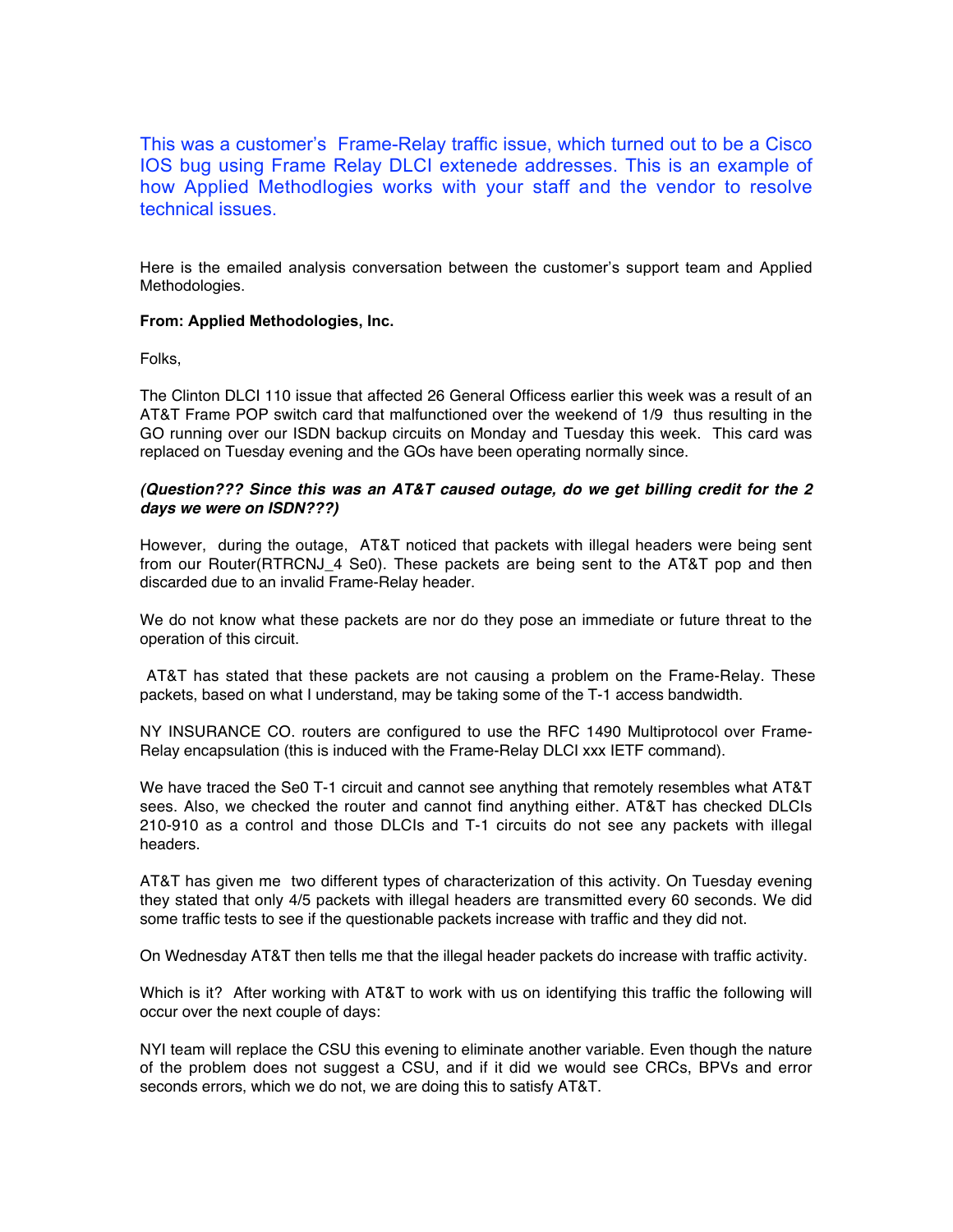This was a customer's Frame-Relay traffic issue, which turned out to be a Cisco IOS bug using Frame Relay DLCI extenede addresses. This is an example of how Applied Methodlogies works with your staff and the vendor to resolve technical issues.

Here is the emailed analysis conversation between the customer's support team and Applied Methodologies.

**From: Applied Methodologies, Inc.**

Folks,

The Clinton DLCI 110 issue that affected 26 General Officess earlier this week was a result of an AT&T Frame POP switch card that malfunctioned over the weekend of 1/9 thus resulting in the GO running over our ISDN backup circuits on Monday and Tuesday this week. This card was replaced on Tuesday evening and the GOs have been operating normally since.

***(Question??? Since this was an AT&T caused outage, do we get billing credit for the 2 days we were on ISDN???)***

However, during the outage, AT&T noticed that packets with illegal headers were being sent from our Router(RTRCNJ_4 Se0). These packets are being sent to the AT&T pop and then discarded due to an invalid Frame-Relay header.

We do not know what these packets are nor do they pose an immediate or future threat to the operation of this circuit.

AT&T has stated that these packets are not causing a problem on the Frame-Relay. These packets, based on what I understand, may be taking some of the T-1 access bandwidth.

NY INSURANCE CO. routers are configured to use the RFC 1490 Multiprotocol over Frame-Relay encapsulation (this is induced with the Frame-Relay DLCI xxx IETF command).

We have traced the Se0 T-1 circuit and cannot see anything that remotely resembles what AT&T sees. Also, we checked the router and cannot find anything either. AT&T has checked DLCIs 210-910 as a control and those DLCIs and T-1 circuits do not see any packets with illegal headers.

AT&T has given me two different types of characterization of this activity. On Tuesday evening they stated that only 4/5 packets with illegal headers are transmitted every 60 seconds. We did some traffic tests to see if the questionable packets increase with traffic and they did not.

On Wednesday AT&T then tells me that the illegal header packets do increase with traffic activity.

Which is it? After working with AT&T to work with us on identifying this traffic the following will occur over the next couple of days:

NYI team will replace the CSU this evening to eliminate another variable. Even though the nature of the problem does not suggest a CSU, and if it did we would see CRCs, BPVs and error seconds errors, which we do not, we are doing this to satisfy AT&T.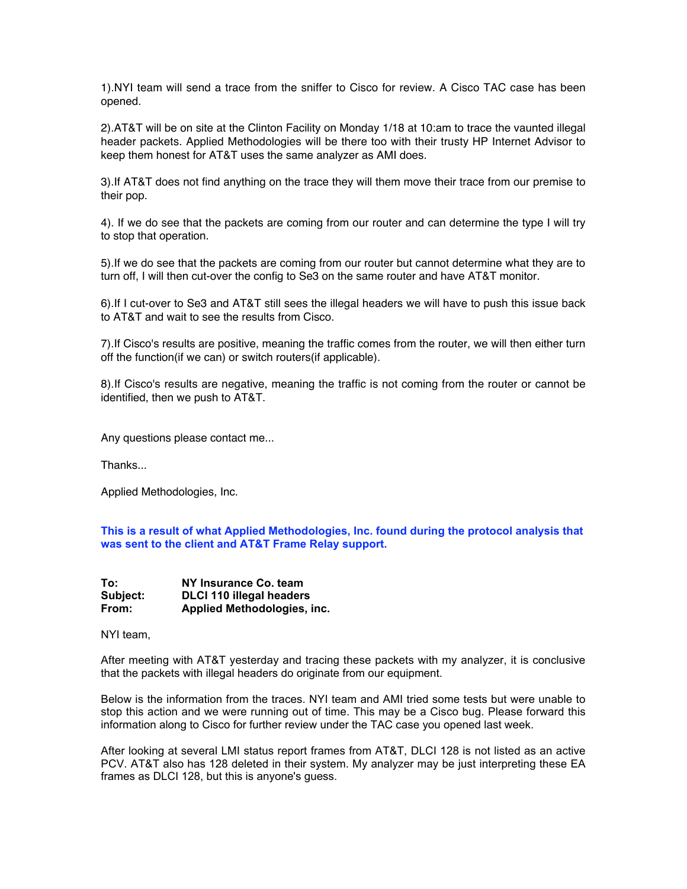1).NYI team will send a trace from the sniffer to Cisco for review. A Cisco TAC case has been opened.

2).AT&T will be on site at the Clinton Facility on Monday 1/18 at 10:am to trace the vaunted illegal header packets. Applied Methodologies will be there too with their trusty HP Internet Advisor to keep them honest for AT&T uses the same analyzer as AMI does.

3).If AT&T does not find anything on the trace they will them move their trace from our premise to their pop.

4). If we do see that the packets are coming from our router and can determine the type I will try to stop that operation.

5).If we do see that the packets are coming from our router but cannot determine what they are to turn off, I will then cut-over the config to Se3 on the same router and have AT&T monitor.

6).If I cut-over to Se3 and AT&T still sees the illegal headers we will have to push this issue back to AT&T and wait to see the results from Cisco.

7).If Cisco's results are positive, meaning the traffic comes from the router, we will then either turn off the function(if we can) or switch routers(if applicable).

8).If Cisco's results are negative, meaning the traffic is not coming from the router or cannot be identified, then we push to AT&T.

Any questions please contact me...

Thanks...

Applied Methodologies, Inc.

**This is a result of what Applied Methodologies, Inc. found during the protocol analysis that was sent to the client and AT&T Frame Relay support.**

**To:** NY Insurance Co. team
**Subject:** DLCI 110 illegal headers
**From:** Applied Methodologies, inc.

NYI team,

After meeting with AT&T yesterday and tracing these packets with my analyzer, it is conclusive that the packets with illegal headers do originate from our equipment.

Below is the information from the traces. NYI team and AMI tried some tests but were unable to stop this action and we were running out of time. This may be a Cisco bug. Please forward this information along to Cisco for further review under the TAC case you opened last week.

After looking at several LMI status report frames from AT&T, DLCI 128 is not listed as an active PCV. AT&T also has 128 deleted in their system. My analyzer may be just interpreting these EA frames as DLCI 128, but this is anyone's guess.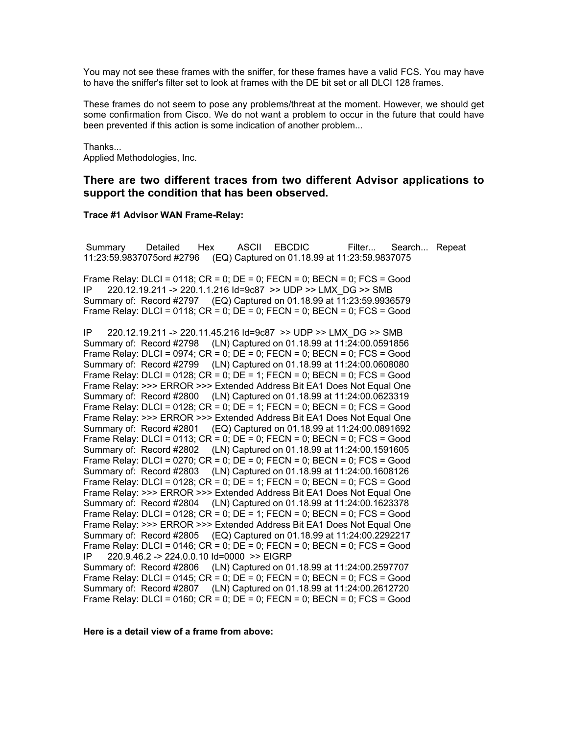You may not see these frames with the sniffer, for these frames have a valid FCS. You may have to have the sniffer's filter set to look at frames with the DE bit set or all DLCI 128 frames.

These frames do not seem to pose any problems/threat at the moment. However, we should get some confirmation from Cisco. We do not want a problem to occur in the future that could have been prevented if this action is some indication of another problem...

Thanks...
Applied Methodologies, Inc.

### There are two different traces from two different Advisor applications to support the condition that has been observed.

**Trace #1 Advisor WAN Frame-Relay:**

```
 Summary      Detailed     Hex      ASCII    EBCDIC          Filter...     Search...   Repeat
11:23:59.9837075ord #2796    (EQ) Captured on 01.18.99 at 11:23:59.9837075

Frame Relay: DLCI = 0118; CR = 0; DE = 0; FECN = 0; BECN = 0; FCS = Good
IP      220.12.19.211 -> 220.1.1.216 Id=9c87  >> UDP >> LMX_DG >> SMB
Summary of:  Record #2797     (EQ) Captured on 01.18.99 at 11:23:59.9936579
Frame Relay: DLCI = 0118; CR = 0; DE = 0; FECN = 0; BECN = 0; FCS = Good

IP      220.12.19.211 -> 220.11.45.216 Id=9c87  >> UDP >> LMX_DG >> SMB
Summary of:  Record #2798     (LN) Captured on 01.18.99 at 11:24:00.0591856
Frame Relay: DLCI = 0974; CR = 0; DE = 0; FECN = 0; BECN = 0; FCS = Good
Summary of:  Record #2799     (LN) Captured on 01.18.99 at 11:24:00.0608080
Frame Relay: DLCI = 0128; CR = 0; DE = 1; FECN = 0; BECN = 0; FCS = Good
Frame Relay: >>> ERROR >>> Extended Address Bit EA1 Does Not Equal One
Summary of:  Record #2800     (LN) Captured on 01.18.99 at 11:24:00.0623319
Frame Relay: DLCI = 0128; CR = 0; DE = 1; FECN = 0; BECN = 0; FCS = Good
Frame Relay: >>> ERROR >>> Extended Address Bit EA1 Does Not Equal One
Summary of:  Record #2801     (EQ) Captured on 01.18.99 at 11:24:00.0891692
Frame Relay: DLCI = 0113; CR = 0; DE = 0; FECN = 0; BECN = 0; FCS = Good
Summary of:  Record #2802     (LN) Captured on 01.18.99 at 11:24:00.1591605
Frame Relay: DLCI = 0270; CR = 0; DE = 0; FECN = 0; BECN = 0; FCS = Good
Summary of:  Record #2803     (LN) Captured on 01.18.99 at 11:24:00.1608126
Frame Relay: DLCI = 0128; CR = 0; DE = 1; FECN = 0; BECN = 0; FCS = Good
Frame Relay: >>> ERROR >>> Extended Address Bit EA1 Does Not Equal One
Summary of:  Record #2804     (LN) Captured on 01.18.99 at 11:24:00.1623378
Frame Relay: DLCI = 0128; CR = 0; DE = 1; FECN = 0; BECN = 0; FCS = Good
Frame Relay: >>> ERROR >>> Extended Address Bit EA1 Does Not Equal One
Summary of:  Record #2805     (EQ) Captured on 01.18.99 at 11:24:00.2292217
Frame Relay: DLCI = 0146; CR = 0; DE = 0; FECN = 0; BECN = 0; FCS = Good
IP      220.9.46.2 -> 224.0.0.10 Id=0000  >> EIGRP
Summary of:  Record #2806     (LN) Captured on 01.18.99 at 11:24:00.2597707
Frame Relay: DLCI = 0145; CR = 0; DE = 0; FECN = 0; BECN = 0; FCS = Good
Summary of:  Record #2807     (LN) Captured on 01.18.99 at 11:24:00.2612720
Frame Relay: DLCI = 0160; CR = 0; DE = 0; FECN = 0; BECN = 0; FCS = Good
```

**Here is a detail view of a frame from above:**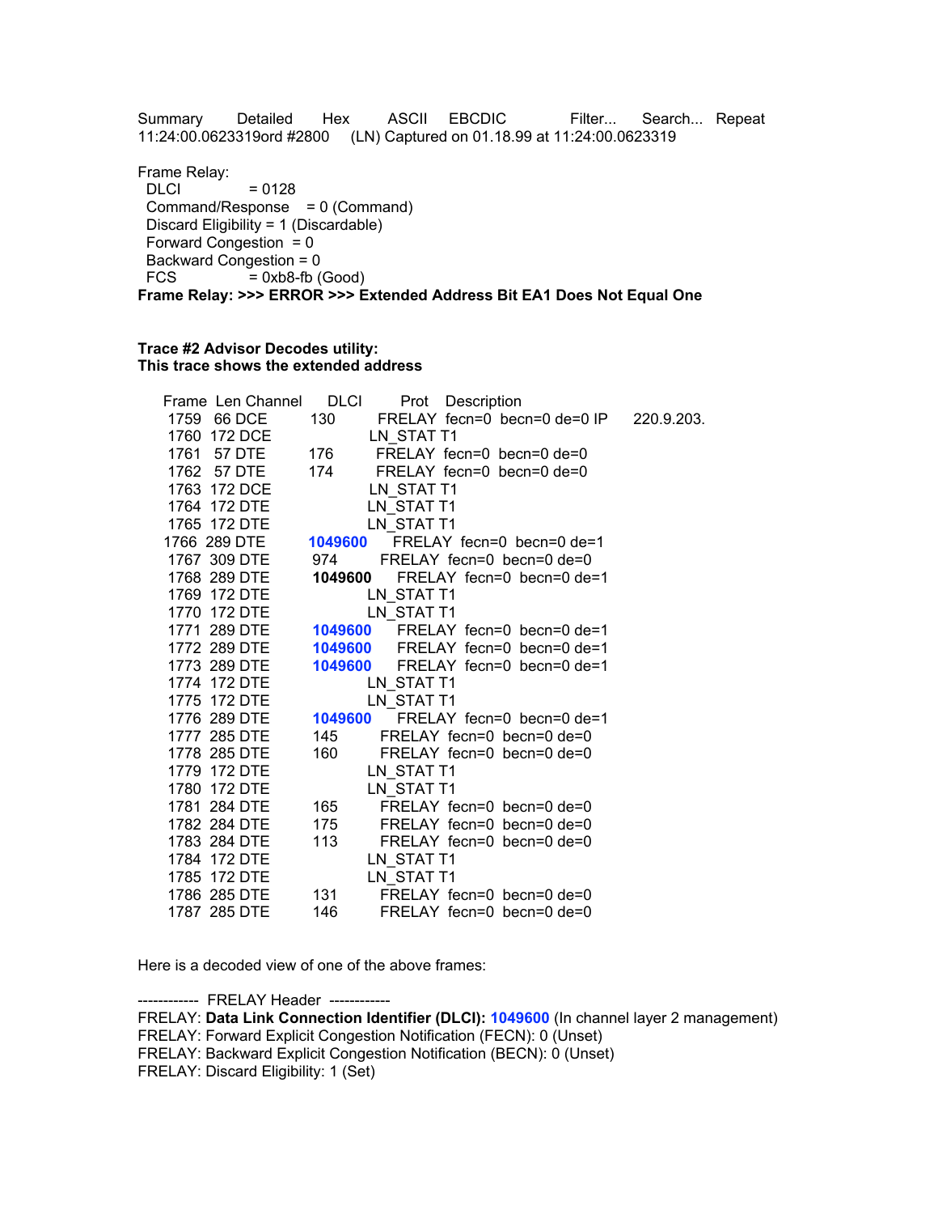Summary Detailed Hex ASCII EBCDIC Filter... Search... Repeat
11:24:00.0623319ord #2800 (LN) Captured on 01.18.99 at 11:24:00.0623319

```
Frame Relay:
  DLCI              = 0128
  Command/Response    = 0 (Command)
  Discard Eligibility = 1 (Discardable)
  Forward Congestion  = 0
  Backward Congestion = 0
  FCS               = 0xb8-fb (Good)
```

**Frame Relay: >>> ERROR >>> Extended Address Bit EA1 Does Not Equal One**

**Trace #2 Advisor Decodes utility:**
**This trace shows the extended address**

| Frame | Len | Channel | DLCI | Prot | Description |
|---|---|---|---|---|---|
| 1759 | 66 | DCE | 130 | FRELAY | fecn=0 becn=0 de=0 IP 220.9.203. |
| 1760 | 172 | DCE | | LN_STAT | T1 |
| 1761 | 57 | DTE | 176 | FRELAY | fecn=0 becn=0 de=0 |
| 1762 | 57 | DTE | 174 | FRELAY | fecn=0 becn=0 de=0 |
| 1763 | 172 | DCE | | LN_STAT | T1 |
| 1764 | 172 | DTE | | LN_STAT | T1 |
| 1765 | 172 | DTE | | LN_STAT | T1 |
| 1766 | 289 | DTE | **1049600** | FRELAY | fecn=0 becn=0 de=1 |
| 1767 | 309 | DTE | 974 | FRELAY | fecn=0 becn=0 de=0 |
| 1768 | 289 | DTE | **1049600** | FRELAY | fecn=0 becn=0 de=1 |
| 1769 | 172 | DTE | | LN_STAT | T1 |
| 1770 | 172 | DTE | | LN_STAT | T1 |
| 1771 | 289 | DTE | **1049600** | FRELAY | fecn=0 becn=0 de=1 |
| 1772 | 289 | DTE | **1049600** | FRELAY | fecn=0 becn=0 de=1 |
| 1773 | 289 | DTE | **1049600** | FRELAY | fecn=0 becn=0 de=1 |
| 1774 | 172 | DTE | | LN_STAT | T1 |
| 1775 | 172 | DTE | | LN_STAT | T1 |
| 1776 | 289 | DTE | **1049600** | FRELAY | fecn=0 becn=0 de=1 |
| 1777 | 285 | DTE | 145 | FRELAY | fecn=0 becn=0 de=0 |
| 1778 | 285 | DTE | 160 | FRELAY | fecn=0 becn=0 de=0 |
| 1779 | 172 | DTE | | LN_STAT | T1 |
| 1780 | 172 | DTE | | LN_STAT | T1 |
| 1781 | 284 | DTE | 165 | FRELAY | fecn=0 becn=0 de=0 |
| 1782 | 284 | DTE | 175 | FRELAY | fecn=0 becn=0 de=0 |
| 1783 | 284 | DTE | 113 | FRELAY | fecn=0 becn=0 de=0 |
| 1784 | 172 | DTE | | LN_STAT | T1 |
| 1785 | 172 | DTE | | LN_STAT | T1 |
| 1786 | 285 | DTE | 131 | FRELAY | fecn=0 becn=0 de=0 |
| 1787 | 285 | DTE | 146 | FRELAY | fecn=0 becn=0 de=0 |

Here is a decoded view of one of the above frames:

------------ FRELAY Header ------------
FRELAY: **Data Link Connection Identifier (DLCI):** 1049600 (In channel layer 2 management)
FRELAY: Forward Explicit Congestion Notification (FECN): 0 (Unset)
FRELAY: Backward Explicit Congestion Notification (BECN): 0 (Unset)
FRELAY: Discard Eligibility: 1 (Set)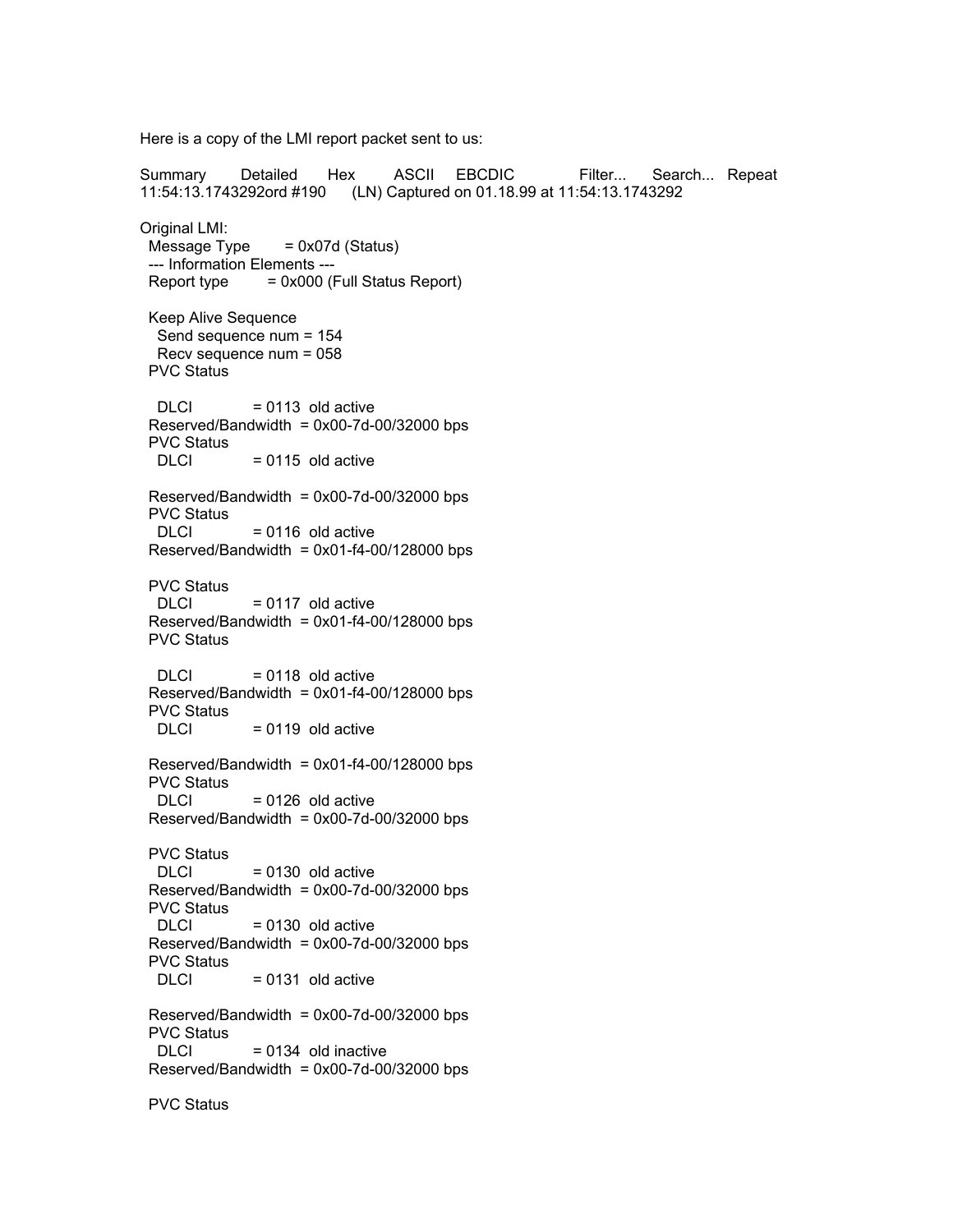Here is a copy of the LMI report packet sent to us:

```
Summary     Detailed     Hex     ASCII     EBCDIC          Filter...     Search...     Repeat
11:54:13.1743292ord #190     (LN) Captured on 01.18.99 at 11:54:13.1743292

Original LMI:
  Message Type        = 0x07d (Status)
  --- Information Elements ---
  Report type         = 0x000 (Full Status Report)

  Keep Alive Sequence
    Send sequence num = 154
    Recv sequence num = 058
  PVC Status

    DLCI              = 0113  old active
  Reserved/Bandwidth  = 0x00-7d-00/32000 bps
  PVC Status
    DLCI              = 0115  old active

  Reserved/Bandwidth  = 0x00-7d-00/32000 bps
  PVC Status
    DLCI              = 0116  old active
  Reserved/Bandwidth  = 0x01-f4-00/128000 bps

  PVC Status
    DLCI              = 0117  old active
  Reserved/Bandwidth  = 0x01-f4-00/128000 bps
  PVC Status

    DLCI              = 0118  old active
  Reserved/Bandwidth  = 0x01-f4-00/128000 bps
  PVC Status
    DLCI              = 0119  old active

  Reserved/Bandwidth  = 0x01-f4-00/128000 bps
  PVC Status
    DLCI              = 0126  old active
  Reserved/Bandwidth  = 0x00-7d-00/32000 bps

  PVC Status
    DLCI              = 0130  old active
  Reserved/Bandwidth  = 0x00-7d-00/32000 bps
  PVC Status
    DLCI              = 0130  old active
  Reserved/Bandwidth  = 0x00-7d-00/32000 bps
  PVC Status
    DLCI              = 0131  old active

  Reserved/Bandwidth  = 0x00-7d-00/32000 bps
  PVC Status
    DLCI              = 0134  old inactive
  Reserved/Bandwidth  = 0x00-7d-00/32000 bps

  PVC Status
```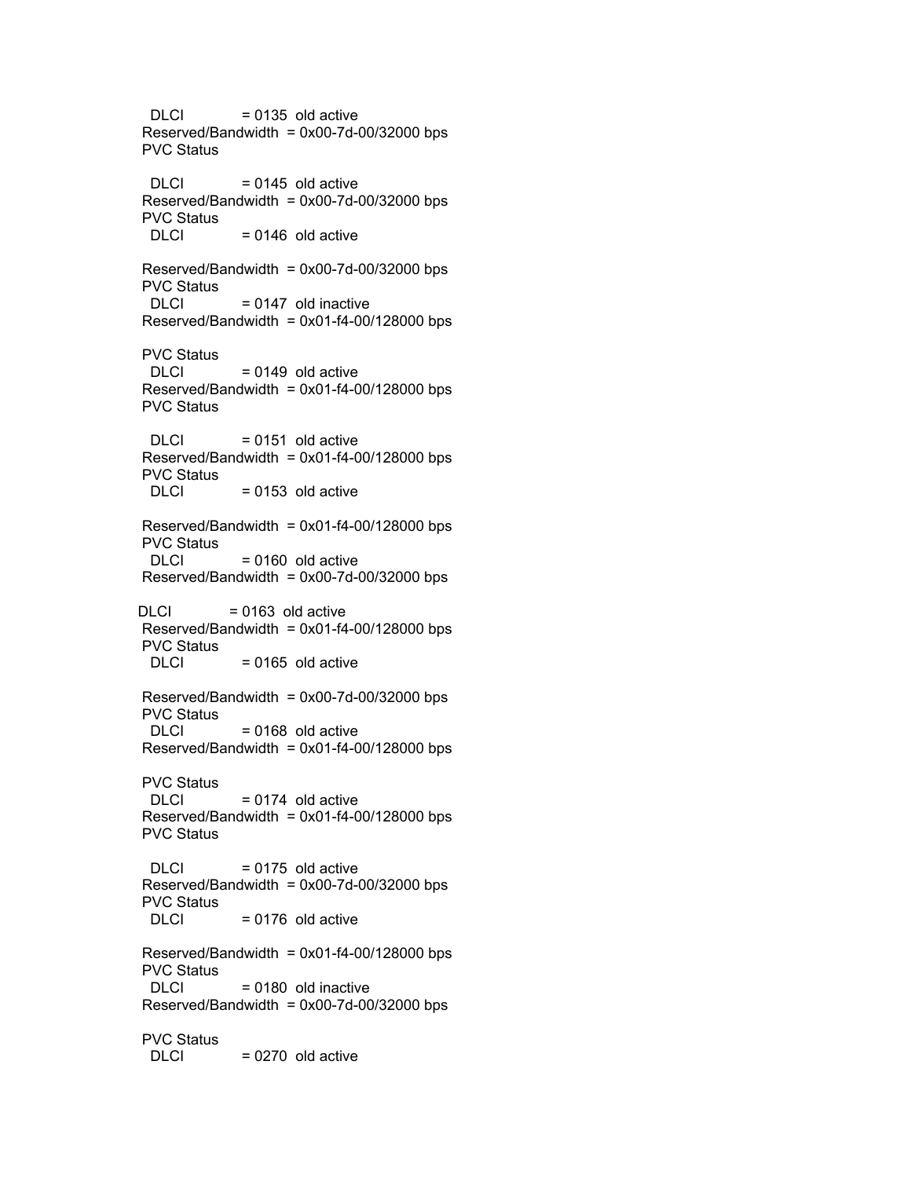```
  DLCI            = 0135  old active
 Reserved/Bandwidth  = 0x00-7d-00/32000 bps
 PVC Status

  DLCI            = 0145  old active
 Reserved/Bandwidth  = 0x00-7d-00/32000 bps
 PVC Status
  DLCI            = 0146  old active

 Reserved/Bandwidth  = 0x00-7d-00/32000 bps
 PVC Status
  DLCI            = 0147  old inactive
 Reserved/Bandwidth  = 0x01-f4-00/128000 bps

 PVC Status
  DLCI            = 0149  old active
 Reserved/Bandwidth  = 0x01-f4-00/128000 bps
 PVC Status

  DLCI            = 0151  old active
 Reserved/Bandwidth  = 0x01-f4-00/128000 bps
 PVC Status
  DLCI            = 0153  old active

 Reserved/Bandwidth  = 0x01-f4-00/128000 bps
 PVC Status
  DLCI            = 0160  old active
 Reserved/Bandwidth  = 0x00-7d-00/32000 bps

DLCI            = 0163  old active
 Reserved/Bandwidth  = 0x01-f4-00/128000 bps
 PVC Status
  DLCI            = 0165  old active

 Reserved/Bandwidth  = 0x00-7d-00/32000 bps
 PVC Status
  DLCI            = 0168  old active
 Reserved/Bandwidth  = 0x01-f4-00/128000 bps

 PVC Status
  DLCI            = 0174  old active
 Reserved/Bandwidth  = 0x01-f4-00/128000 bps
 PVC Status

  DLCI            = 0175  old active
 Reserved/Bandwidth  = 0x00-7d-00/32000 bps
 PVC Status
  DLCI            = 0176  old active

 Reserved/Bandwidth  = 0x01-f4-00/128000 bps
 PVC Status
  DLCI            = 0180  old inactive
 Reserved/Bandwidth  = 0x00-7d-00/32000 bps

 PVC Status
  DLCI            = 0270  old active
```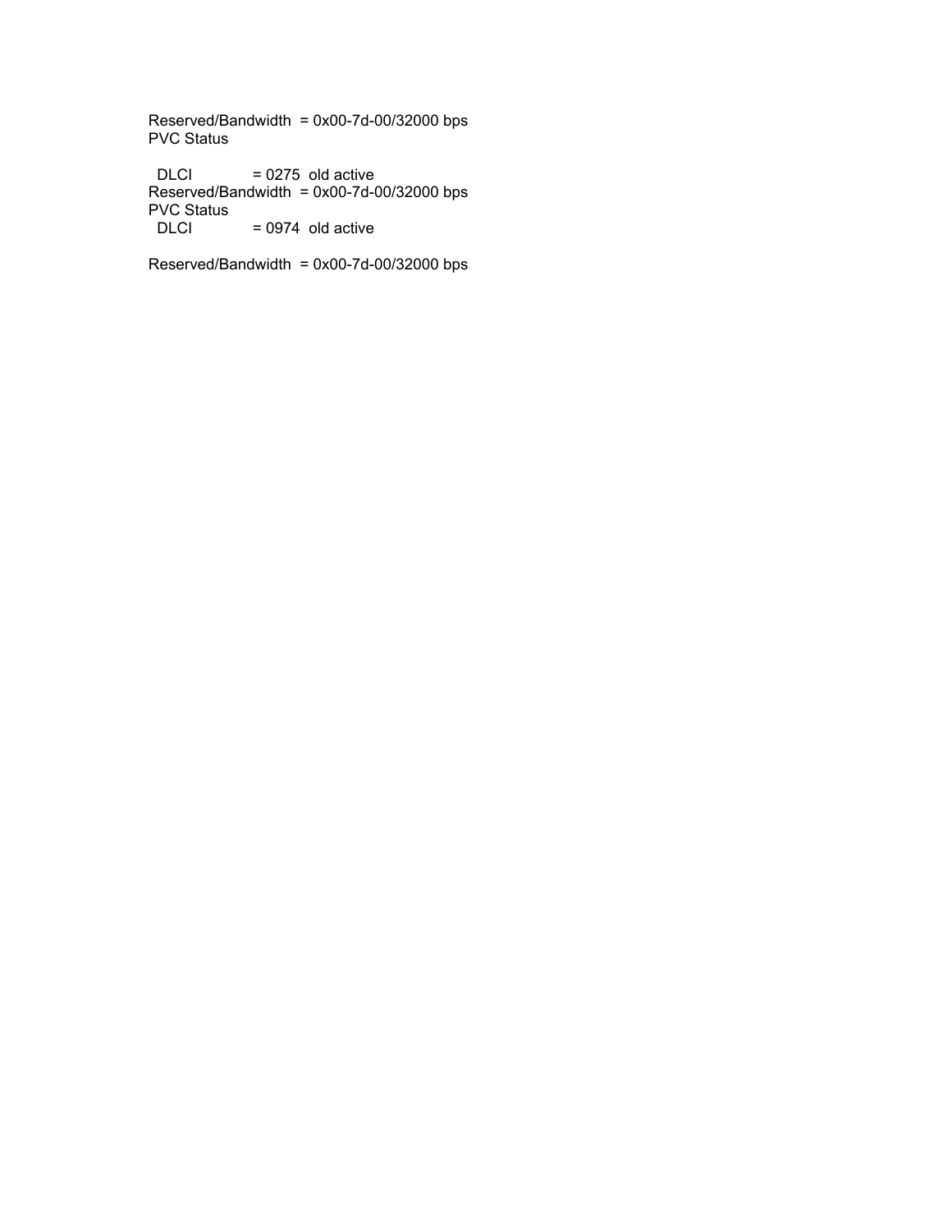```
Reserved/Bandwidth  = 0x00-7d-00/32000 bps
PVC Status

  DLCI             = 0275  old active
Reserved/Bandwidth  = 0x00-7d-00/32000 bps
PVC Status
  DLCI             = 0974  old active

Reserved/Bandwidth  = 0x00-7d-00/32000 bps
```